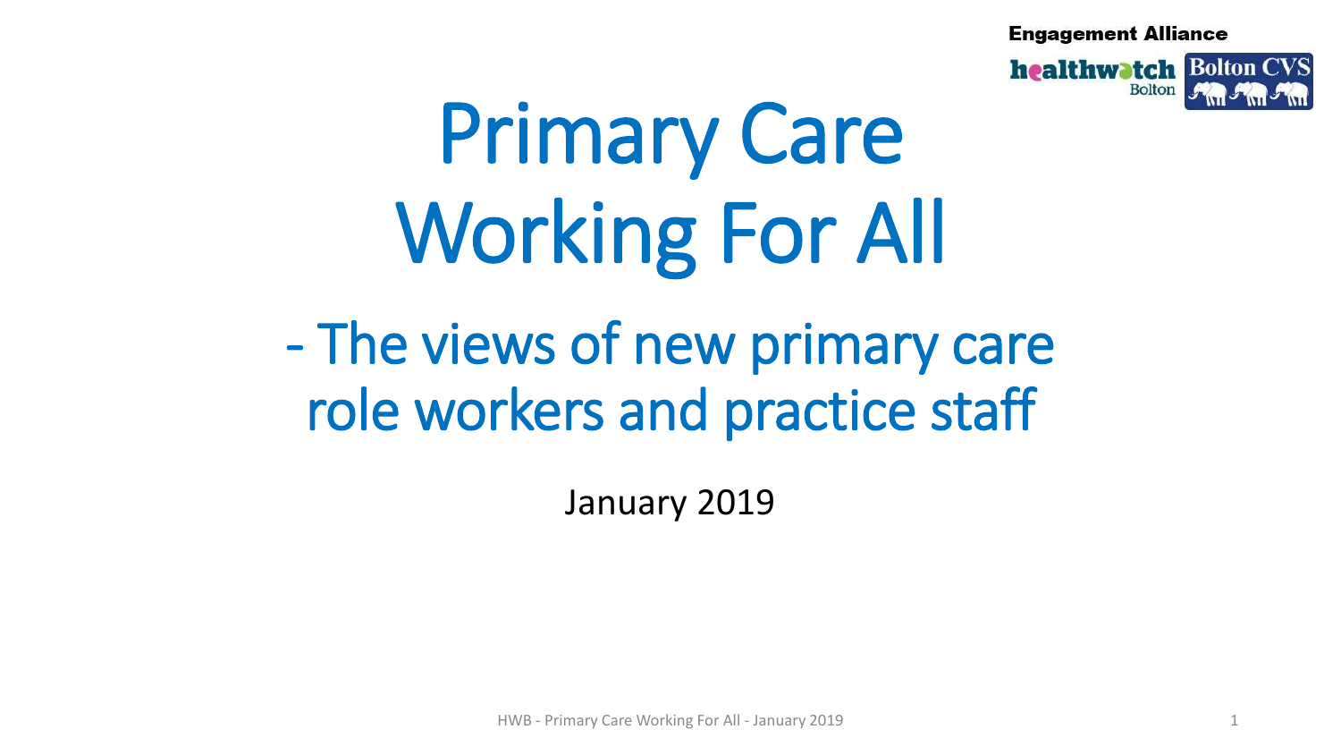Engagement Alliance

healthwatch Bolton | Bolton CVS

# Primary Care Working For All

## - The views of new primary care role workers and practice staff

January 2019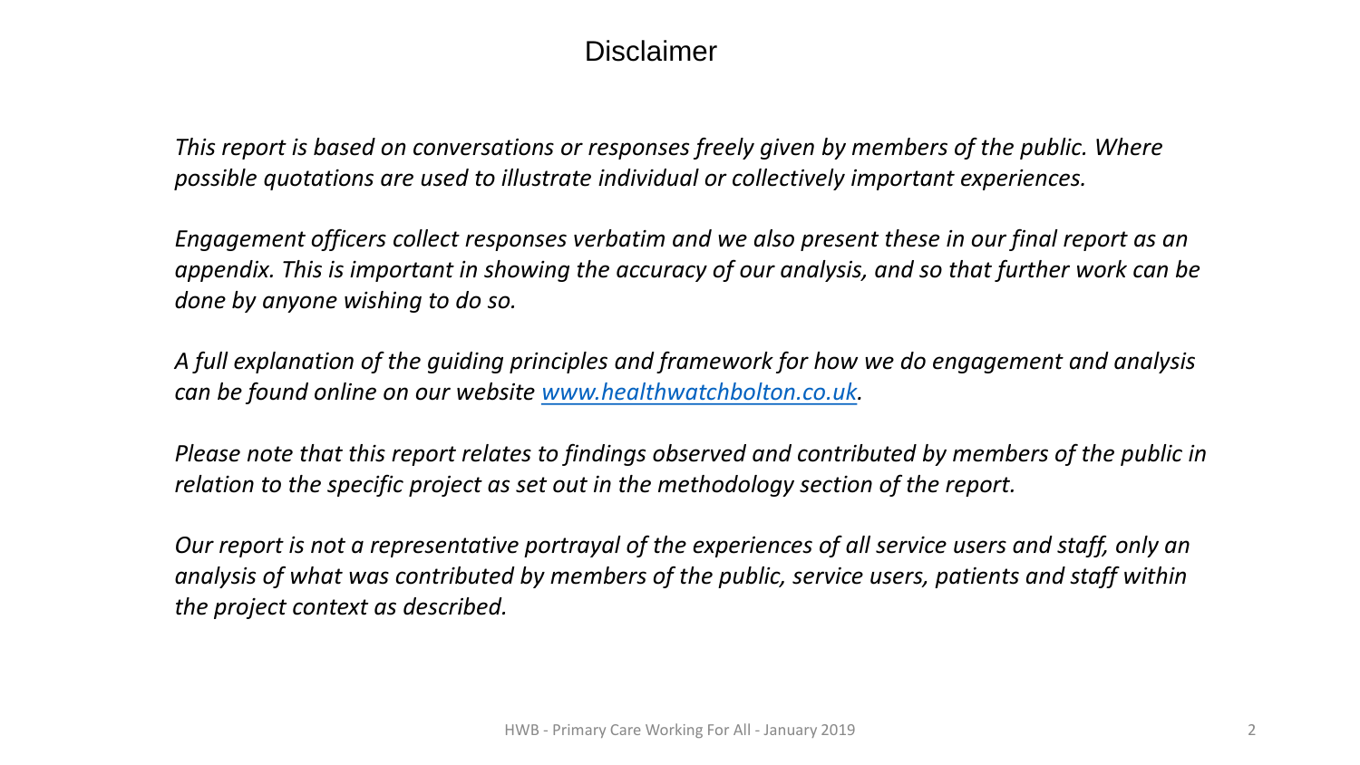# Disclaimer

*This report is based on conversations or responses freely given by members of the public. Where possible quotations are used to illustrate individual or collectively important experiences.*

*Engagement officers collect responses verbatim and we also present these in our final report as an appendix. This is important in showing the accuracy of our analysis, and so that further work can be done by anyone wishing to do so.*

*A full explanation of the guiding principles and framework for how we do engagement and analysis can be found online on our website [www.healthwatchbolton.co.uk](http://www.healthwatchbolton.co.uk).*

*Please note that this report relates to findings observed and contributed by members of the public in relation to the specific project as set out in the methodology section of the report.*

*Our report is not a representative portrayal of the experiences of all service users and staff, only an analysis of what was contributed by members of the public, service users, patients and staff within the project context as described.*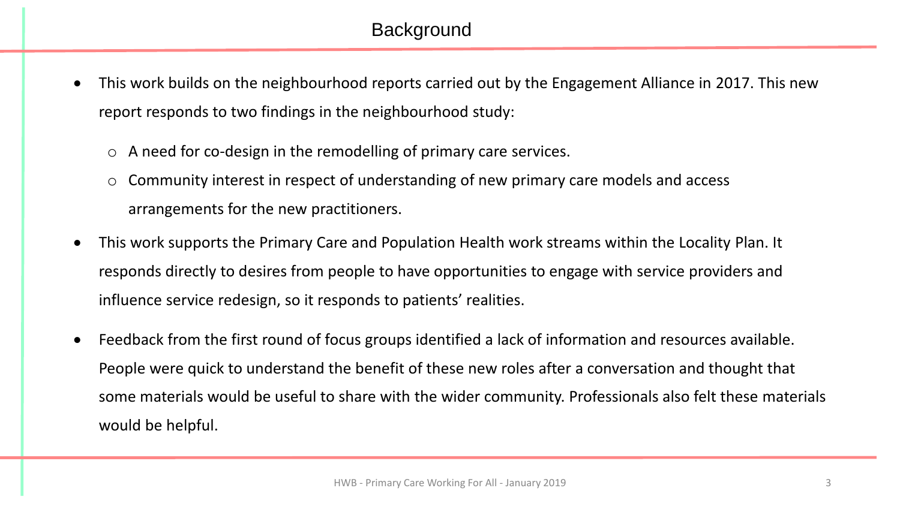# Background

- This work builds on the neighbourhood reports carried out by the Engagement Alliance in 2017. This new report responds to two findings in the neighbourhood study:
  - A need for co-design in the remodelling of primary care services.
  - Community interest in respect of understanding of new primary care models and access arrangements for the new practitioners.
- This work supports the Primary Care and Population Health work streams within the Locality Plan. It responds directly to desires from people to have opportunities to engage with service providers and influence service redesign, so it responds to patients' realities.
- Feedback from the first round of focus groups identified a lack of information and resources available. People were quick to understand the benefit of these new roles after a conversation and thought that some materials would be useful to share with the wider community. Professionals also felt these materials would be helpful.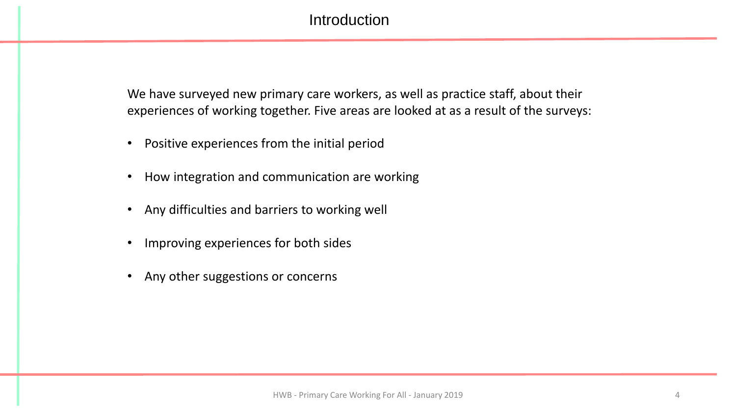# Introduction

We have surveyed new primary care workers, as well as practice staff, about their experiences of working together. Five areas are looked at as a result of the surveys:

- Positive experiences from the initial period
- How integration and communication are working
- Any difficulties and barriers to working well
- Improving experiences for both sides
- Any other suggestions or concerns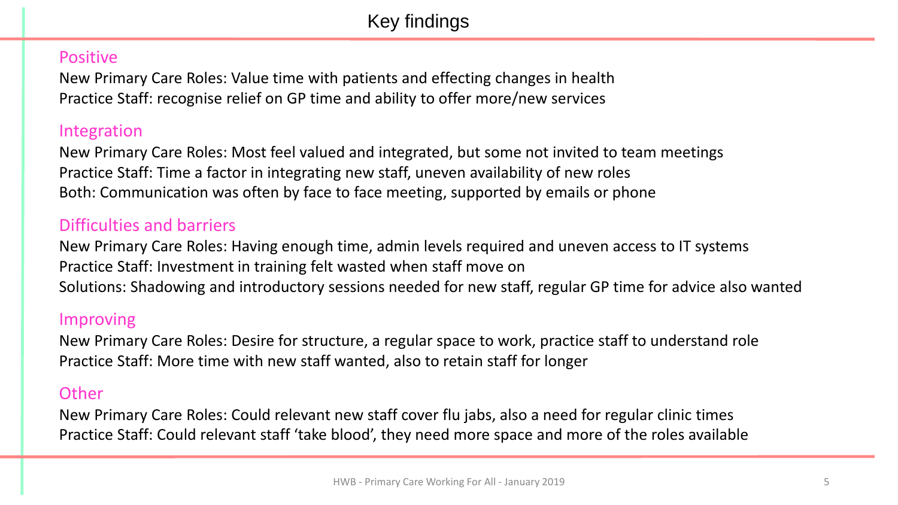# Key findings

## Positive

New Primary Care Roles: Value time with patients and effecting changes in health
Practice Staff: recognise relief on GP time and ability to offer more/new services

## Integration

New Primary Care Roles: Most feel valued and integrated, but some not invited to team meetings
Practice Staff: Time a factor in integrating new staff, uneven availability of new roles
Both: Communication was often by face to face meeting, supported by emails or phone

## Difficulties and barriers

New Primary Care Roles: Having enough time, admin levels required and uneven access to IT systems
Practice Staff: Investment in training felt wasted when staff move on
Solutions: Shadowing and introductory sessions needed for new staff, regular GP time for advice also wanted

## Improving

New Primary Care Roles: Desire for structure, a regular space to work, practice staff to understand role
Practice Staff: More time with new staff wanted, also to retain staff for longer

## Other

New Primary Care Roles: Could relevant new staff cover flu jabs, also a need for regular clinic times
Practice Staff: Could relevant staff 'take blood', they need more space and more of the roles available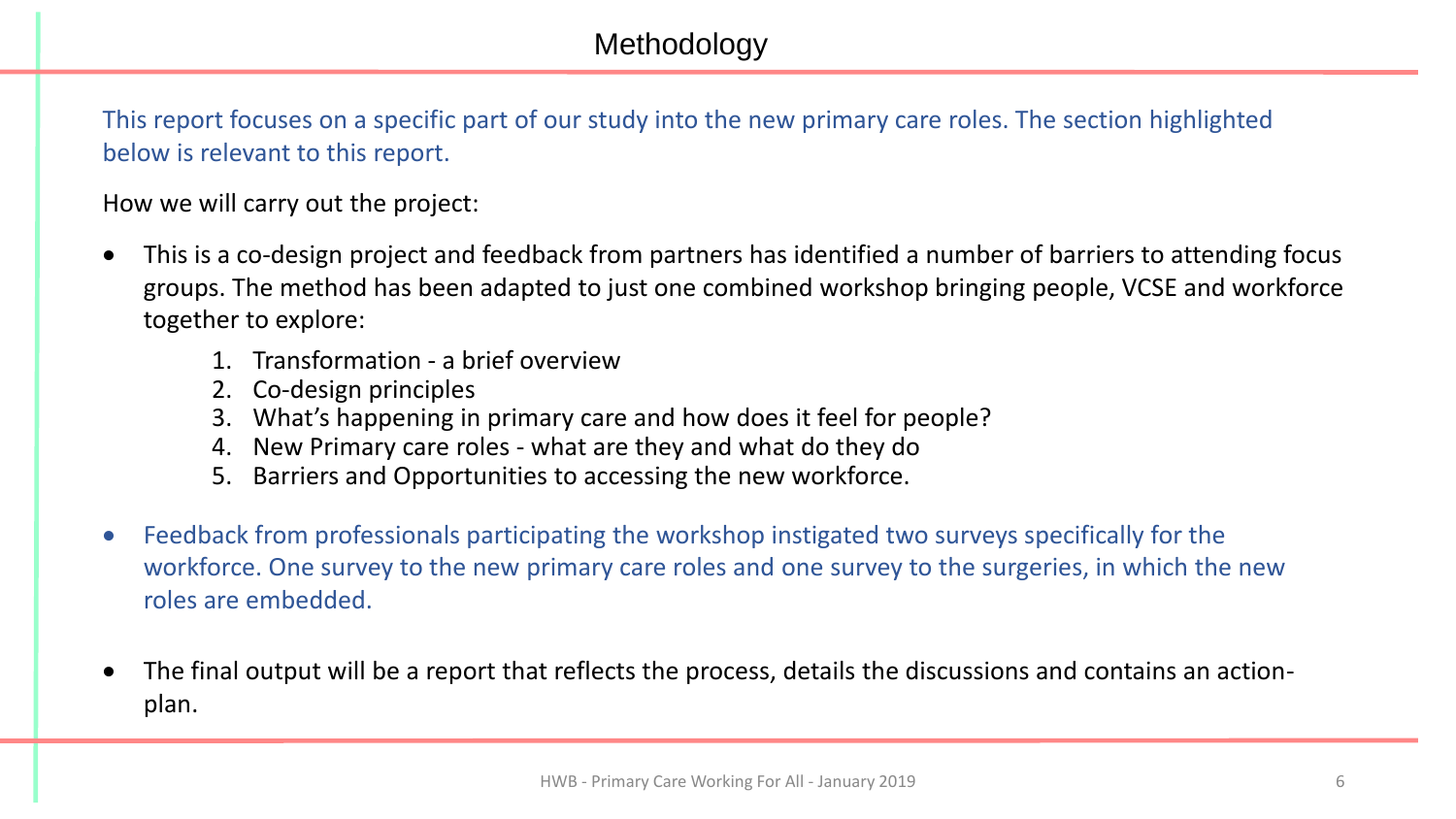# Methodology

This report focuses on a specific part of our study into the new primary care roles. The section highlighted below is relevant to this report.

How we will carry out the project:

- This is a co-design project and feedback from partners has identified a number of barriers to attending focus groups. The method has been adapted to just one combined workshop bringing people, VCSE and workforce together to explore:
  1. Transformation - a brief overview
  2. Co-design principles
  3. What's happening in primary care and how does it feel for people?
  4. New Primary care roles - what are they and what do they do
  5. Barriers and Opportunities to accessing the new workforce.
- Feedback from professionals participating the workshop instigated two surveys specifically for the workforce. One survey to the new primary care roles and one survey to the surgeries, in which the new roles are embedded.
- The final output will be a report that reflects the process, details the discussions and contains an action-plan.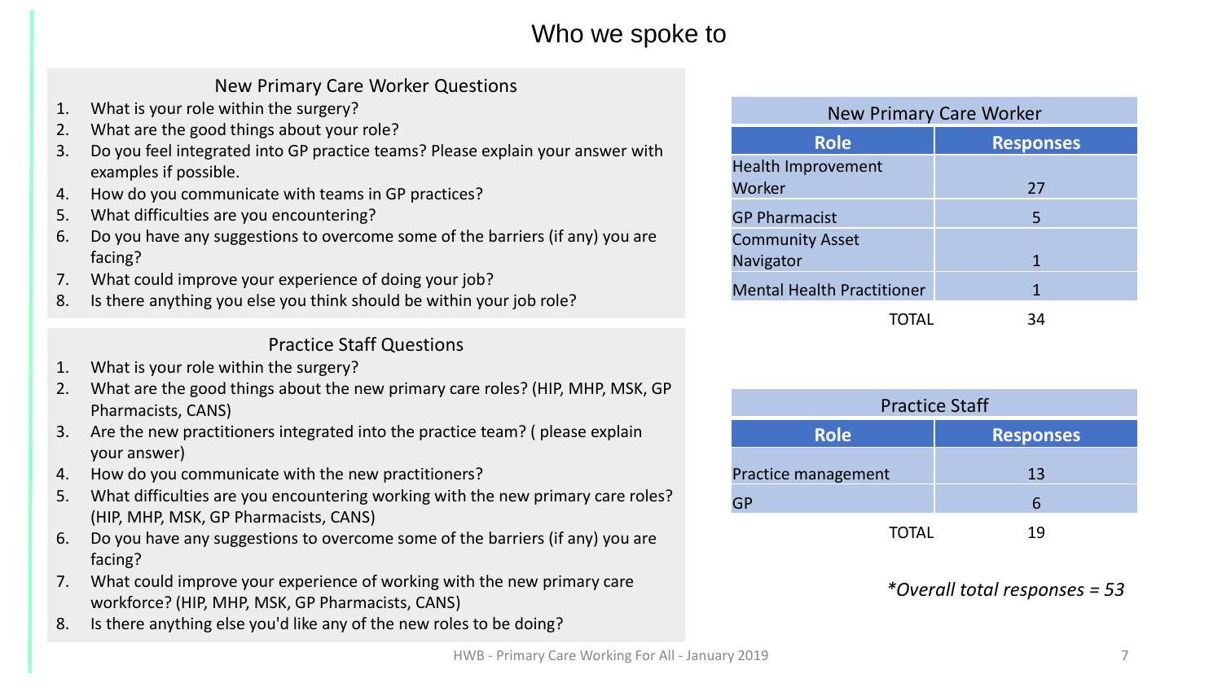# Who we spoke to

### New Primary Care Worker Questions

1. What is your role within the surgery?
2. What are the good things about your role?
3. Do you feel integrated into GP practice teams? Please explain your answer with examples if possible.
4. How do you communicate with teams in GP practices?
5. What difficulties are you encountering?
6. Do you have any suggestions to overcome some of the barriers (if any) you are facing?
7. What could improve your experience of doing your job?
8. Is there anything you else you think should be within your job role?

### Practice Staff Questions

1. What is your role within the surgery?
2. What are the good things about the new primary care roles? (HIP, MHP, MSK, GP Pharmacists, CANS)
3. Are the new practitioners integrated into the practice team? ( please explain your answer)
4. How do you communicate with the new practitioners?
5. What difficulties are you encountering working with the new primary care roles? (HIP, MHP, MSK, GP Pharmacists, CANS)
6. Do you have any suggestions to overcome some of the barriers (if any) you are facing?
7. What could improve your experience of working with the new primary care workforce? (HIP, MHP, MSK, GP Pharmacists, CANS)
8. Is there anything else you'd like any of the new roles to be doing?

**New Primary Care Worker**

| Role | Responses |
|---|---|
| Health Improvement Worker | 27 |
| GP Pharmacist | 5 |
| Community Asset Navigator | 1 |
| Mental Health Practitioner | 1 |
| TOTAL | 34 |

**Practice Staff**

| Role | Responses |
|---|---|
| Practice management | 13 |
| GP | 6 |
| TOTAL | 19 |

*\*Overall total responses = 53*

HWB - Primary Care Working For All - January 2019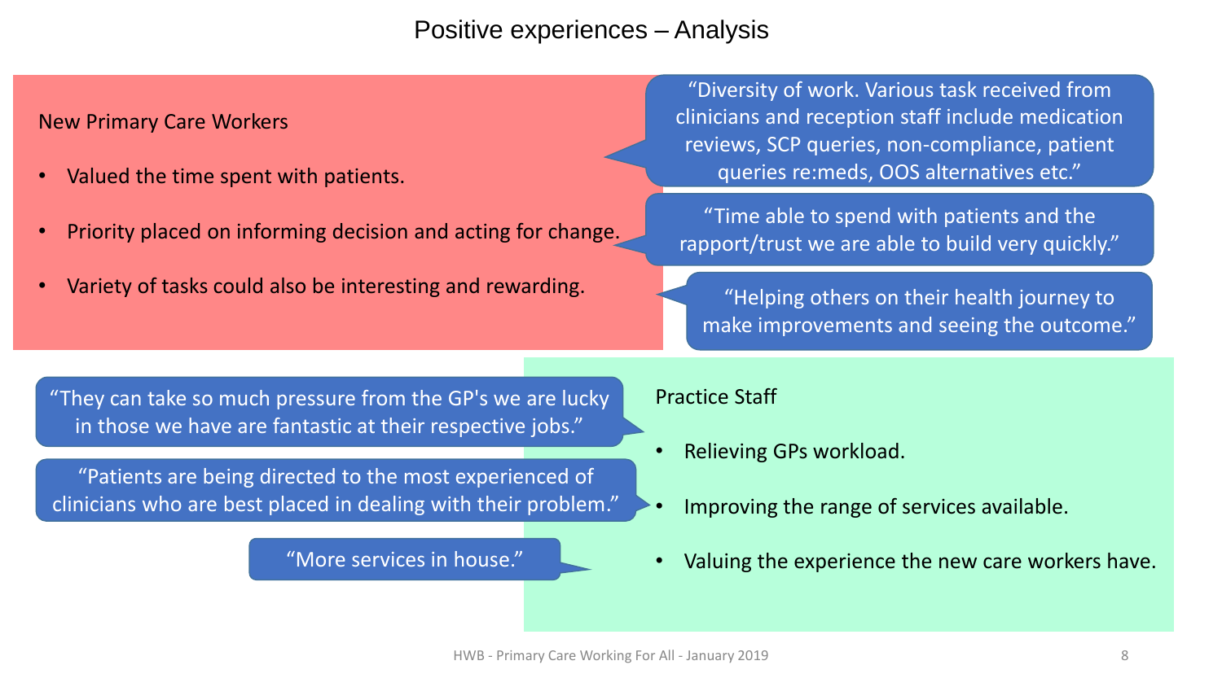# Positive experiences – Analysis

## New Primary Care Workers

- Valued the time spent with patients.
- Priority placed on informing decision and acting for change.
- Variety of tasks could also be interesting and rewarding.

"Diversity of work. Various task received from clinicians and reception staff include medication reviews, SCP queries, non-compliance, patient queries re:meds, OOS alternatives etc."

"Time able to spend with patients and the rapport/trust we are able to build very quickly."

"Helping others on their health journey to make improvements and seeing the outcome."

## Practice Staff

- Relieving GPs workload.
- Improving the range of services available.
- Valuing the experience the new care workers have.

"They can take so much pressure from the GP's we are lucky in those we have are fantastic at their respective jobs."

"Patients are being directed to the most experienced of clinicians who are best placed in dealing with their problem."

"More services in house."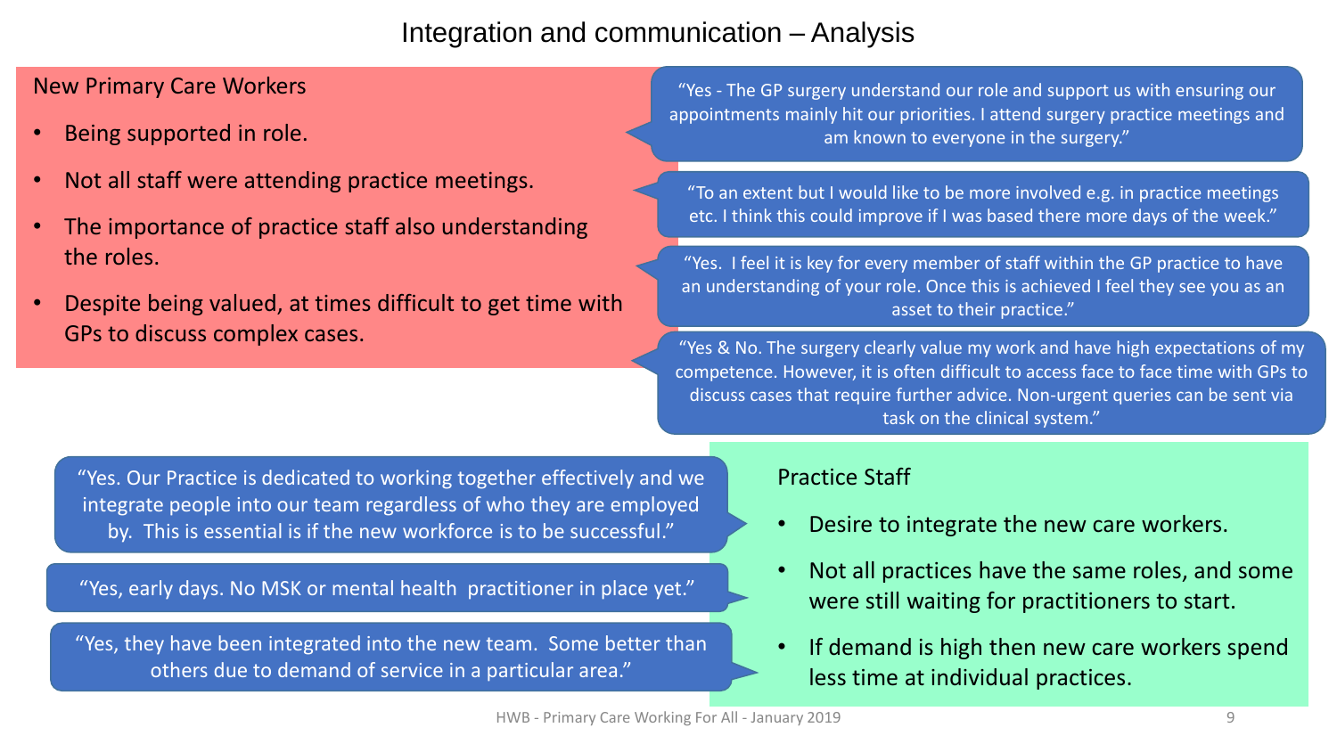# Integration and communication – Analysis

## New Primary Care Workers

- Being supported in role.
- Not all staff were attending practice meetings.
- The importance of practice staff also understanding the roles.
- Despite being valued, at times difficult to get time with GPs to discuss complex cases.

> "Yes - The GP surgery understand our role and support us with ensuring our appointments mainly hit our priorities. I attend surgery practice meetings and am known to everyone in the surgery."

> "To an extent but I would like to be more involved e.g. in practice meetings etc. I think this could improve if I was based there more days of the week."

> "Yes. I feel it is key for every member of staff within the GP practice to have an understanding of your role. Once this is achieved I feel they see you as an asset to their practice."

> "Yes & No. The surgery clearly value my work and have high expectations of my competence. However, it is often difficult to access face to face time with GPs to discuss cases that require further advice. Non-urgent queries can be sent via task on the clinical system."

## Practice Staff

- Desire to integrate the new care workers.
- Not all practices have the same roles, and some were still waiting for practitioners to start.
- If demand is high then new care workers spend less time at individual practices.

> "Yes. Our Practice is dedicated to working together effectively and we integrate people into our team regardless of who they are employed by. This is essential is if the new workforce is to be successful."

> "Yes, early days. No MSK or mental health practitioner in place yet."

> "Yes, they have been integrated into the new team. Some better than others due to demand of service in a particular area."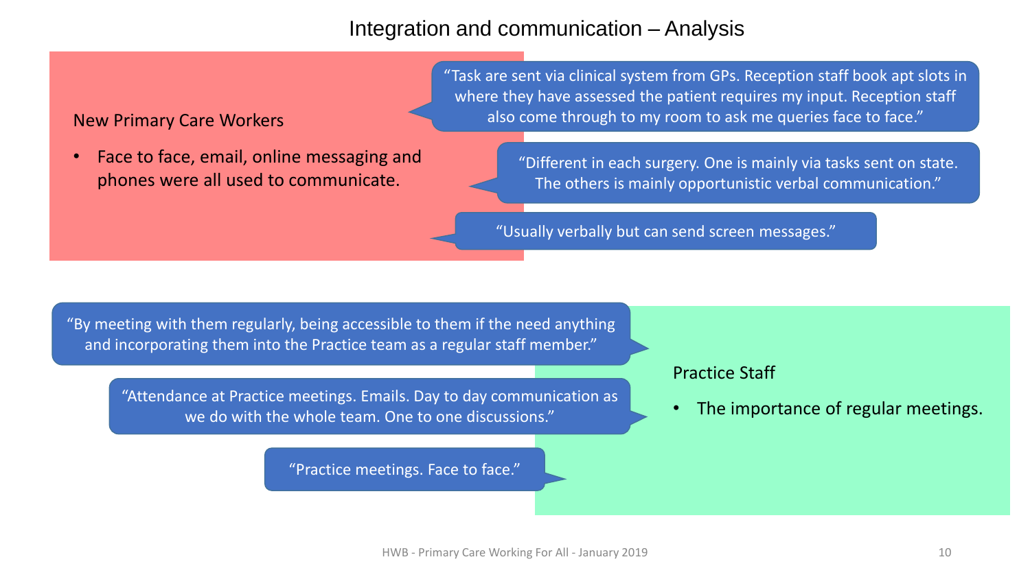# Integration and communication – Analysis

## New Primary Care Workers

- Face to face, email, online messaging and phones were all used to communicate.

"Task are sent via clinical system from GPs. Reception staff book apt slots in where they have assessed the patient requires my input. Reception staff also come through to my room to ask me queries face to face."

"Different in each surgery. One is mainly via tasks sent on state. The others is mainly opportunistic verbal communication."

"Usually verbally but can send screen messages."

## Practice Staff

- The importance of regular meetings.

"By meeting with them regularly, being accessible to them if the need anything and incorporating them into the Practice team as a regular staff member."

"Attendance at Practice meetings. Emails. Day to day communication as we do with the whole team. One to one discussions."

"Practice meetings. Face to face."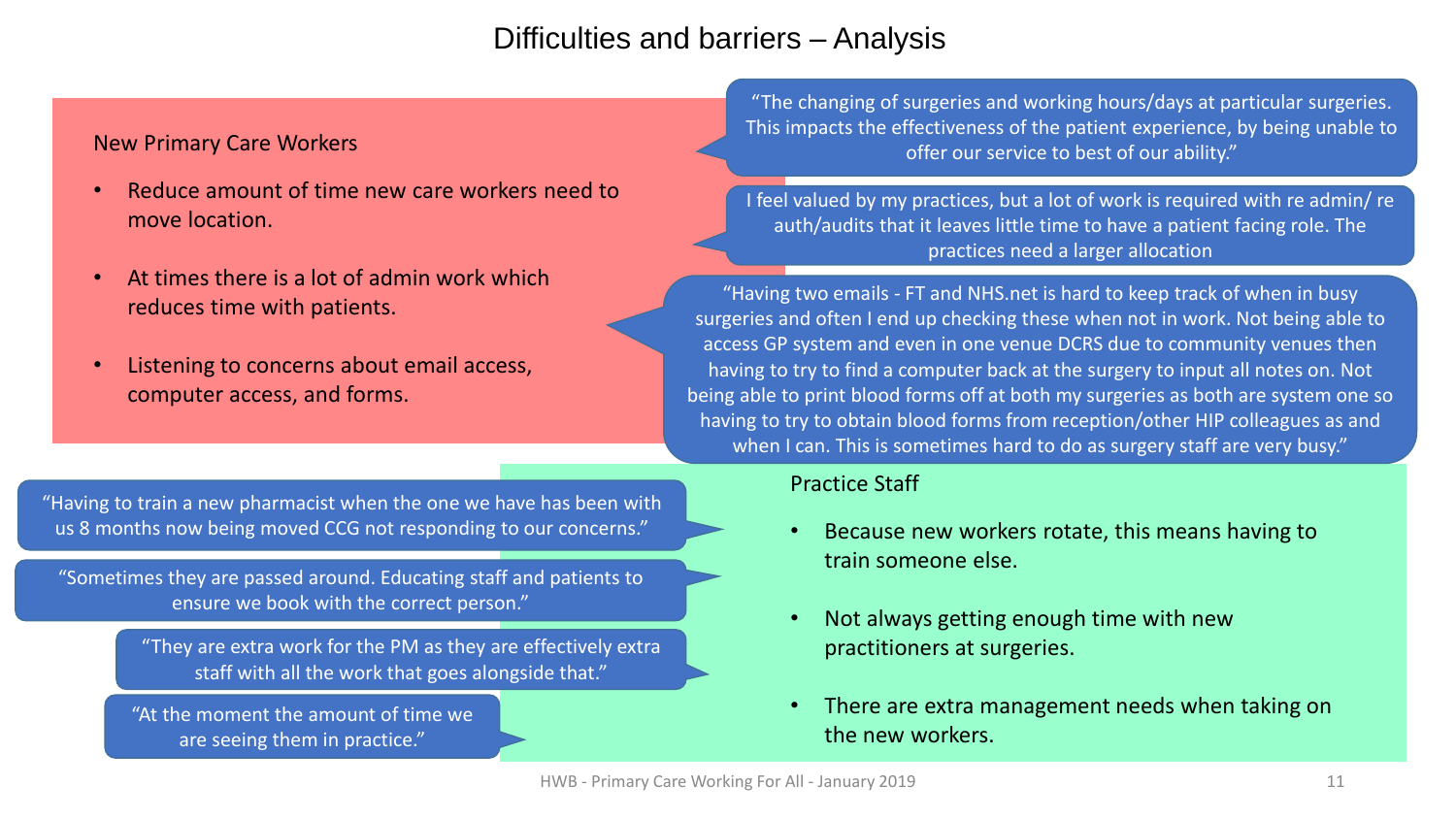# Difficulties and barriers – Analysis

## New Primary Care Workers

- Reduce amount of time new care workers need to move location.
- At times there is a lot of admin work which reduces time with patients.
- Listening to concerns about email access, computer access, and forms.

"The changing of surgeries and working hours/days at particular surgeries. This impacts the effectiveness of the patient experience, by being unable to offer our service to best of our ability."

I feel valued by my practices, but a lot of work is required with re admin/ re auth/audits that it leaves little time to have a patient facing role. The practices need a larger allocation

"Having two emails - FT and NHS.net is hard to keep track of when in busy surgeries and often I end up checking these when not in work. Not being able to access GP system and even in one venue DCRS due to community venues then having to try to find a computer back at the surgery to input all notes on. Not being able to print blood forms off at both my surgeries as both are system one so having to try to obtain blood forms from reception/other HIP colleagues as and when I can. This is sometimes hard to do as surgery staff are very busy."

## Practice Staff

- Because new workers rotate, this means having to train someone else.
- Not always getting enough time with new practitioners at surgeries.
- There are extra management needs when taking on the new workers.

"Having to train a new pharmacist when the one we have has been with us 8 months now being moved CCG not responding to our concerns."

"Sometimes they are passed around. Educating staff and patients to ensure we book with the correct person."

"They are extra work for the PM as they are effectively extra staff with all the work that goes alongside that."

"At the moment the amount of time we are seeing them in practice."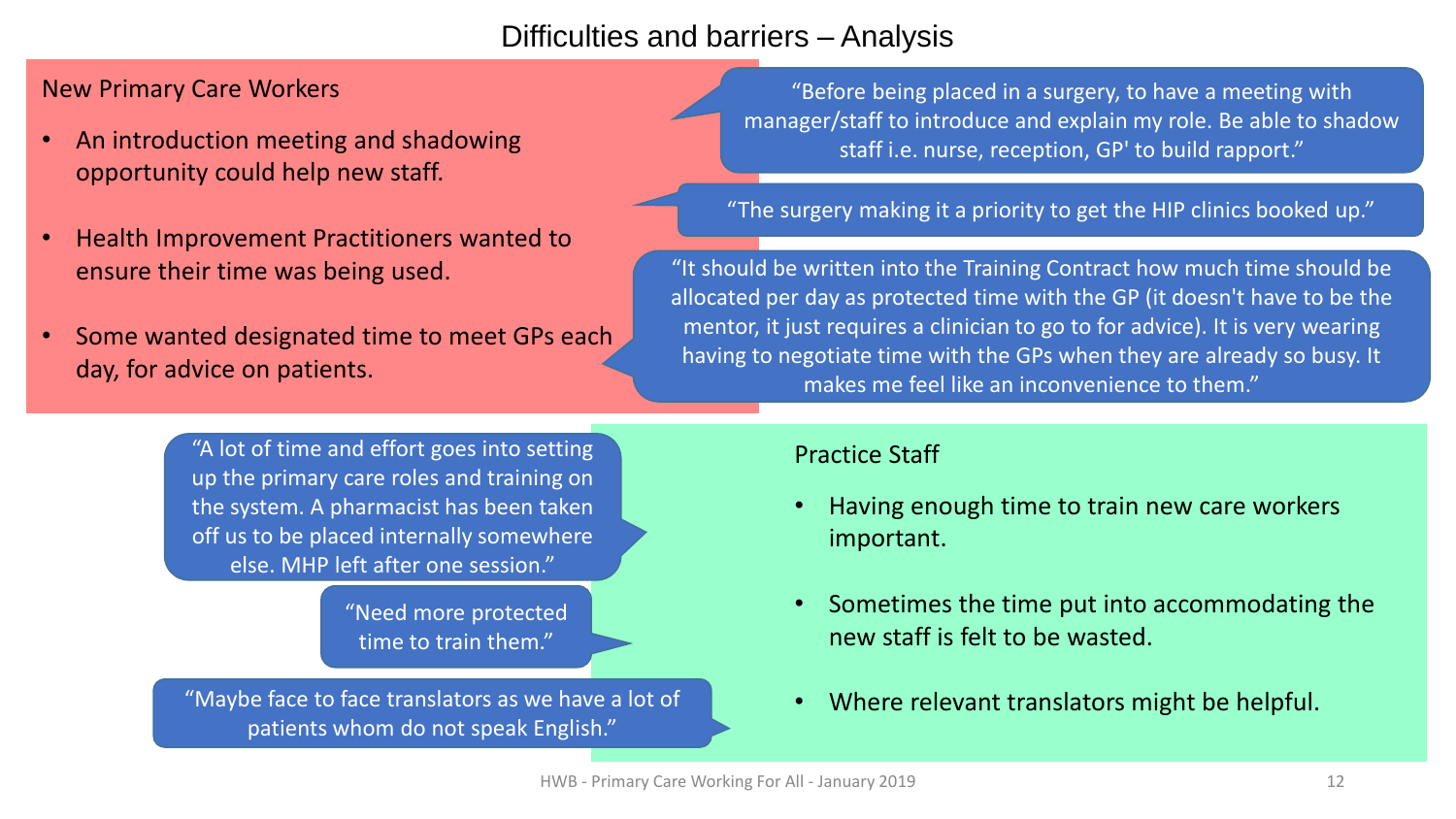# Difficulties and barriers – Analysis

## New Primary Care Workers

- An introduction meeting and shadowing opportunity could help new staff.
- Health Improvement Practitioners wanted to ensure their time was being used.
- Some wanted designated time to meet GPs each day, for advice on patients.

> "Before being placed in a surgery, to have a meeting with manager/staff to introduce and explain my role. Be able to shadow staff i.e. nurse, reception, GP' to build rapport."

> "The surgery making it a priority to get the HIP clinics booked up."

> "It should be written into the Training Contract how much time should be allocated per day as protected time with the GP (it doesn't have to be the mentor, it just requires a clinician to go to for advice). It is very wearing having to negotiate time with the GPs when they are already so busy. It makes me feel like an inconvenience to them."

## Practice Staff

- Having enough time to train new care workers important.
- Sometimes the time put into accommodating the new staff is felt to be wasted.
- Where relevant translators might be helpful.

> "A lot of time and effort goes into setting up the primary care roles and training on the system. A pharmacist has been taken off us to be placed internally somewhere else. MHP left after one session."

> "Need more protected time to train them."

> "Maybe face to face translators as we have a lot of patients whom do not speak English."

HWB - Primary Care Working For All - January 2019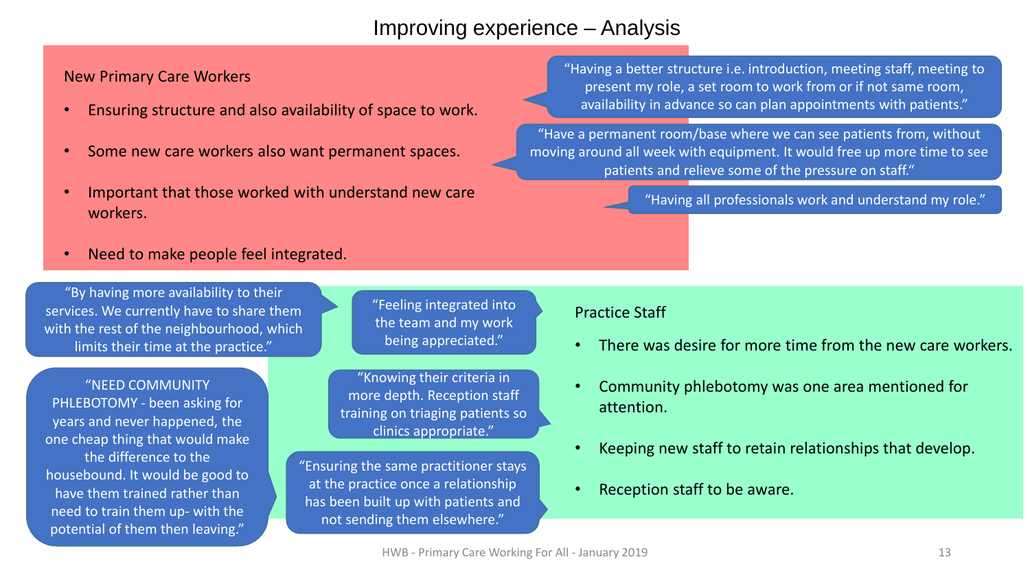# Improving experience – Analysis

## New Primary Care Workers

- Ensuring structure and also availability of space to work.
- Some new care workers also want permanent spaces.
- Important that those worked with understand new care workers.
- Need to make people feel integrated.

"Having a better structure i.e. introduction, meeting staff, meeting to present my role, a set room to work from or if not same room, availability in advance so can plan appointments with patients."

"Have a permanent room/base where we can see patients from, without moving around all week with equipment. It would free up more time to see patients and relieve some of the pressure on staff."

"Having all professionals work and understand my role."

"Feeling integrated into the team and my work being appreciated."

## Practice Staff

- There was desire for more time from the new care workers.
- Community phlebotomy was one area mentioned for attention.
- Keeping new staff to retain relationships that develop.
- Reception staff to be aware.

"By having more availability to their services. We currently have to share them with the rest of the neighbourhood, which limits their time at the practice."

"NEED COMMUNITY PHLEBOTOMY - been asking for years and never happened, the one cheap thing that would make the difference to the housebound. It would be good to have them trained rather than need to train them up- with the potential of them then leaving."

"Knowing their criteria in more depth. Reception staff training on triaging patients so clinics appropriate."

"Ensuring the same practitioner stays at the practice once a relationship has been built up with patients and not sending them elsewhere."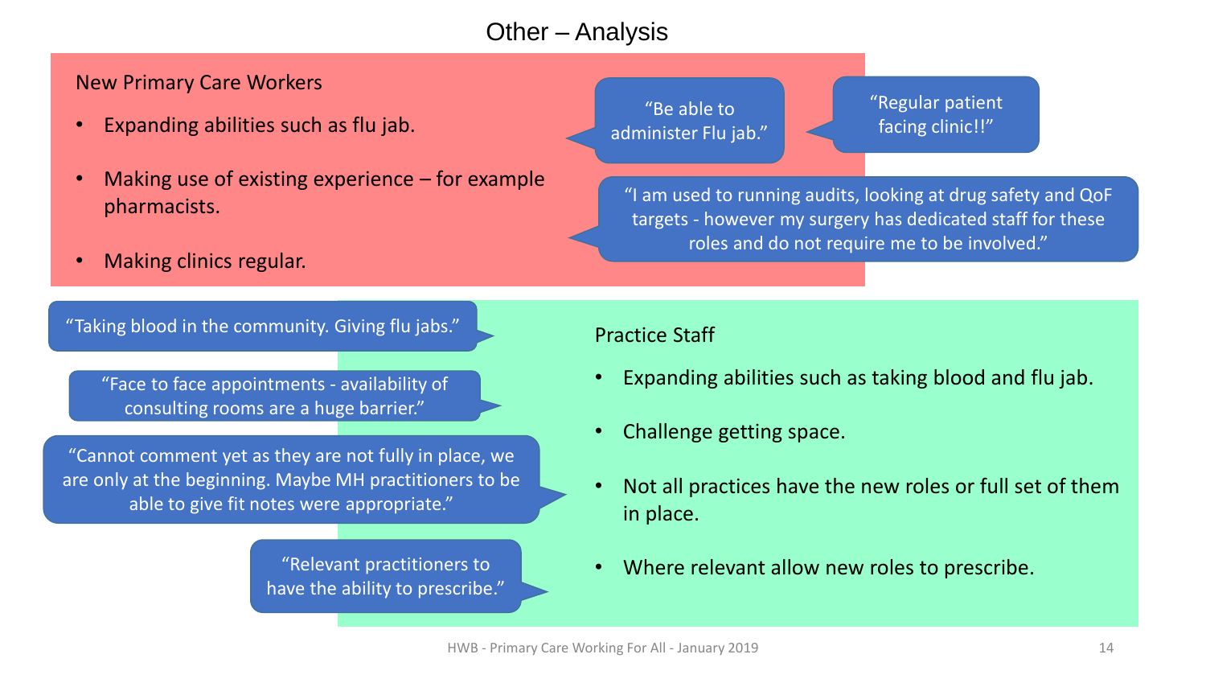# Other – Analysis

## New Primary Care Workers

- Expanding abilities such as flu jab.
- Making use of existing experience – for example pharmacists.
- Making clinics regular.

"Be able to administer Flu jab."

"Regular patient facing clinic!!"

"I am used to running audits, looking at drug safety and QoF targets - however my surgery has dedicated staff for these roles and do not require me to be involved."

## Practice Staff

- Expanding abilities such as taking blood and flu jab.
- Challenge getting space.
- Not all practices have the new roles or full set of them in place.
- Where relevant allow new roles to prescribe.

"Taking blood in the community. Giving flu jabs."

"Face to face appointments - availability of consulting rooms are a huge barrier."

"Cannot comment yet as they are not fully in place, we are only at the beginning. Maybe MH practitioners to be able to give fit notes were appropriate."

"Relevant practitioners to have the ability to prescribe."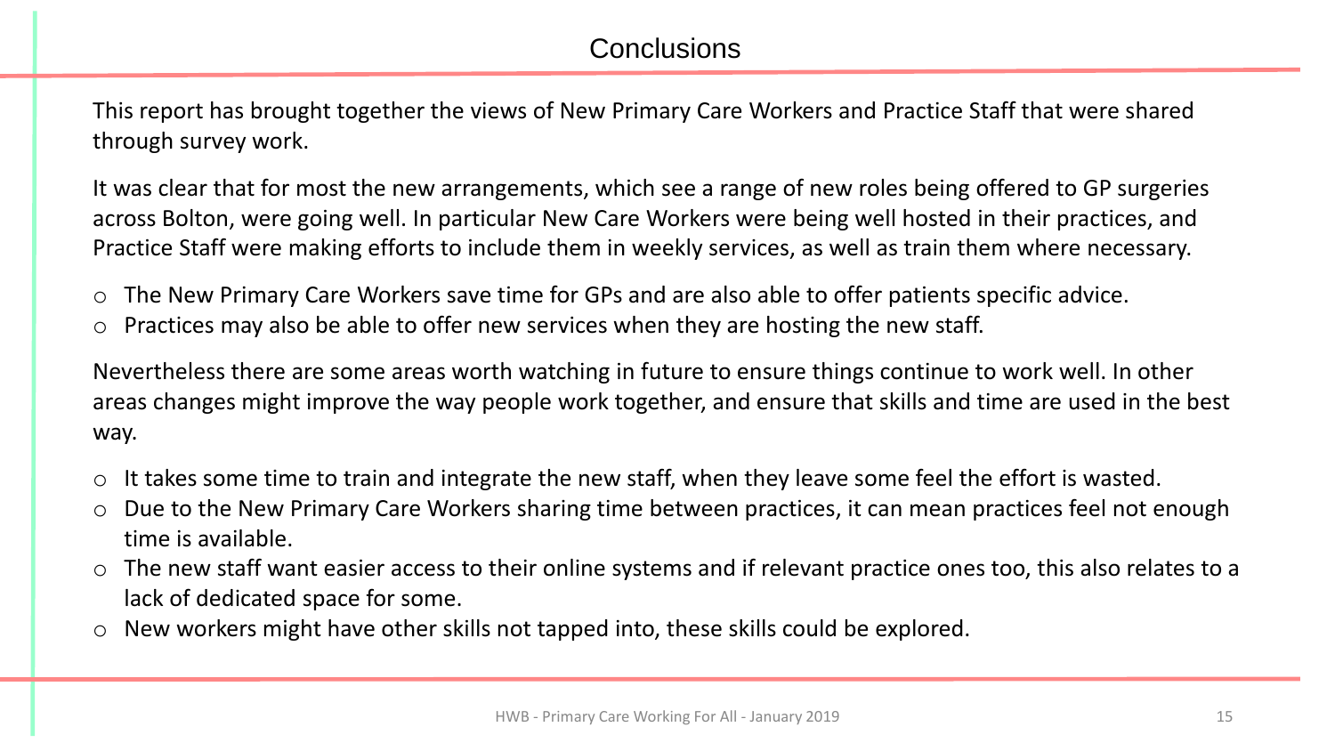# Conclusions

This report has brought together the views of New Primary Care Workers and Practice Staff that were shared through survey work.

It was clear that for most the new arrangements, which see a range of new roles being offered to GP surgeries across Bolton, were going well. In particular New Care Workers were being well hosted in their practices, and Practice Staff were making efforts to include them in weekly services, as well as train them where necessary.

- The New Primary Care Workers save time for GPs and are also able to offer patients specific advice.
- Practices may also be able to offer new services when they are hosting the new staff.

Nevertheless there are some areas worth watching in future to ensure things continue to work well. In other areas changes might improve the way people work together, and ensure that skills and time are used in the best way.

- It takes some time to train and integrate the new staff, when they leave some feel the effort is wasted.
- Due to the New Primary Care Workers sharing time between practices, it can mean practices feel not enough time is available.
- The new staff want easier access to their online systems and if relevant practice ones too, this also relates to a lack of dedicated space for some.
- New workers might have other skills not tapped into, these skills could be explored.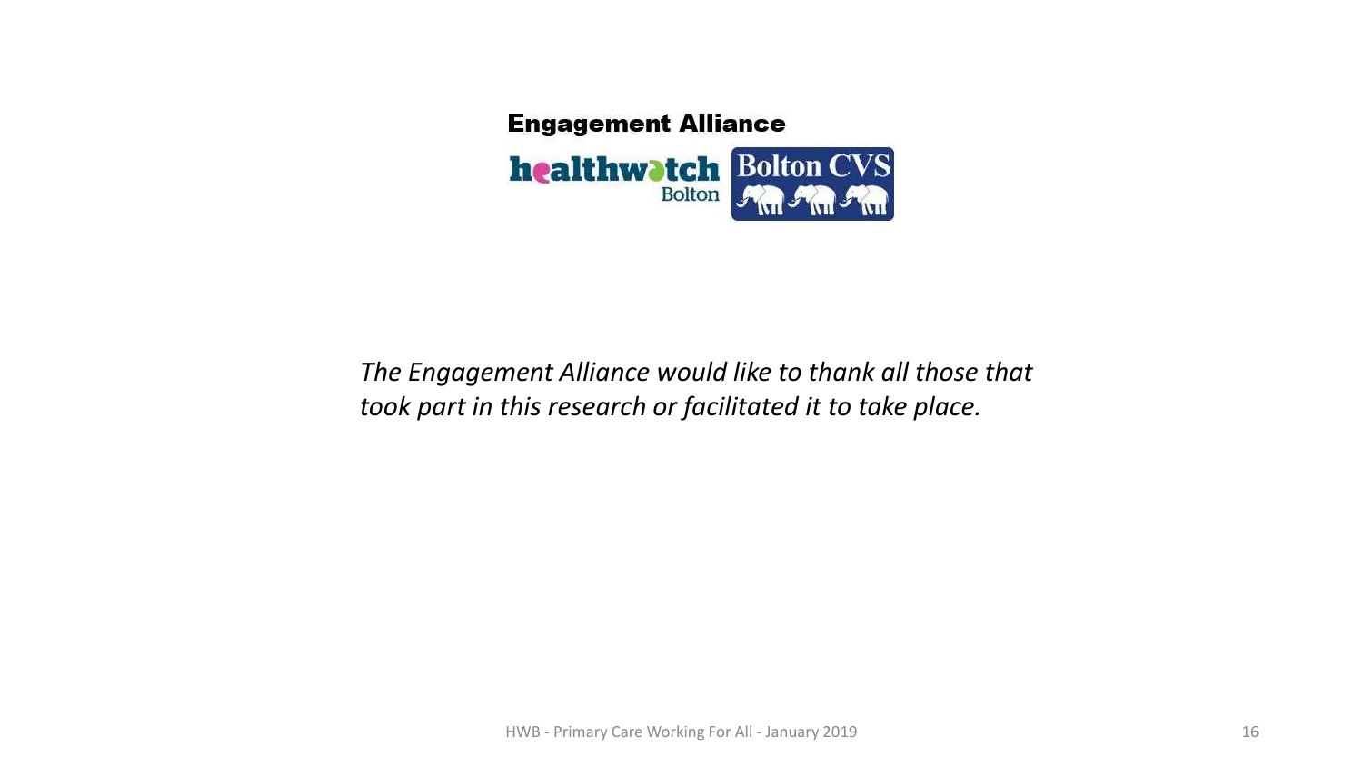**Engagement Alliance**

healthwatch Bolton

Bolton CVS

*The Engagement Alliance would like to thank all those that took part in this research or facilitated it to take place.*